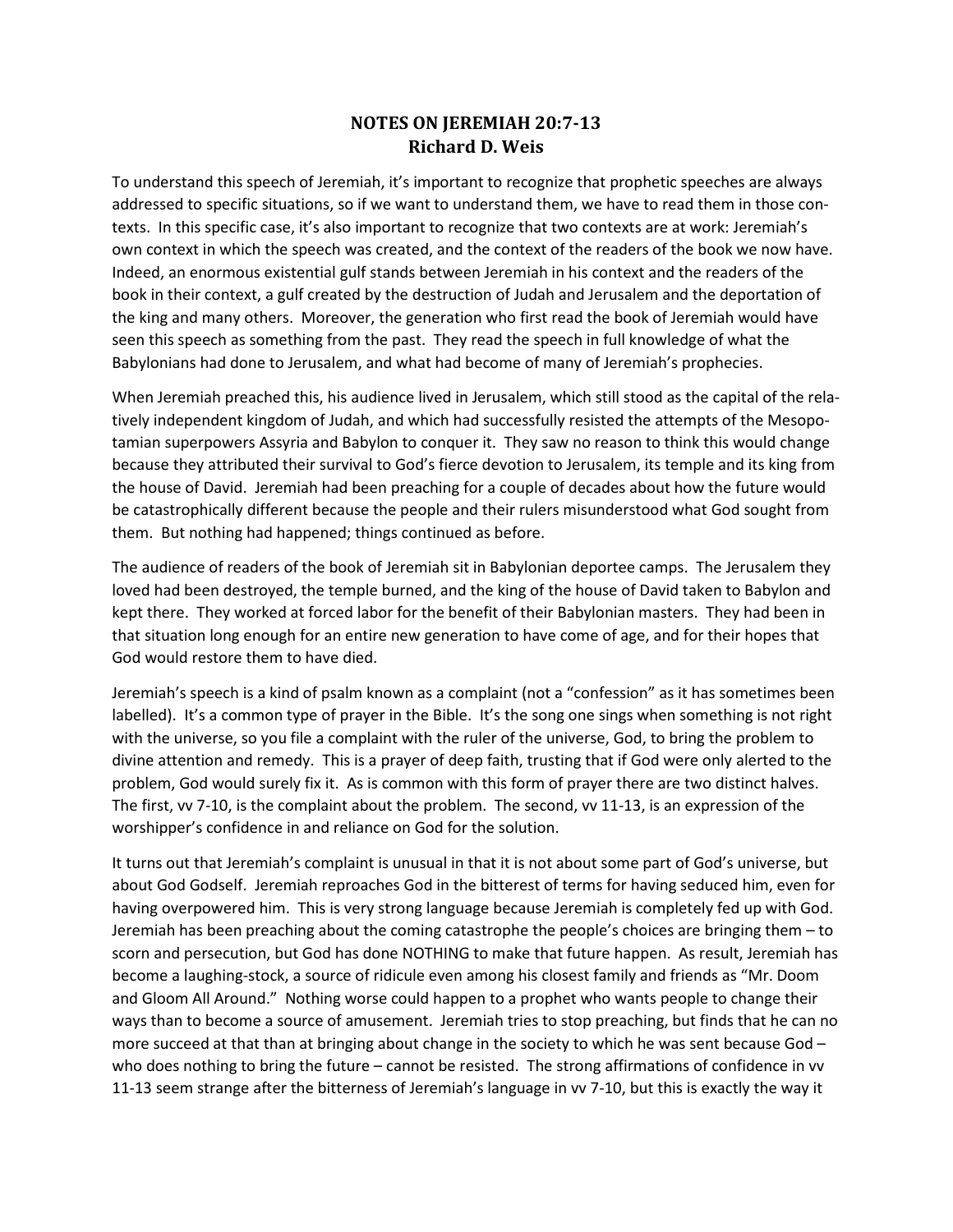# NOTES ON JEREMIAH 20:7-13
## Richard D. Weis

To understand this speech of Jeremiah, it's important to recognize that prophetic speeches are always addressed to specific situations, so if we want to understand them, we have to read them in those contexts. In this specific case, it's also important to recognize that two contexts are at work: Jeremiah's own context in which the speech was created, and the context of the readers of the book we now have. Indeed, an enormous existential gulf stands between Jeremiah in his context and the readers of the book in their context, a gulf created by the destruction of Judah and Jerusalem and the deportation of the king and many others. Moreover, the generation who first read the book of Jeremiah would have seen this speech as something from the past. They read the speech in full knowledge of what the Babylonians had done to Jerusalem, and what had become of many of Jeremiah's prophecies.

When Jeremiah preached this, his audience lived in Jerusalem, which still stood as the capital of the relatively independent kingdom of Judah, and which had successfully resisted the attempts of the Mesopotamian superpowers Assyria and Babylon to conquer it. They saw no reason to think this would change because they attributed their survival to God's fierce devotion to Jerusalem, its temple and its king from the house of David. Jeremiah had been preaching for a couple of decades about how the future would be catastrophically different because the people and their rulers misunderstood what God sought from them. But nothing had happened; things continued as before.

The audience of readers of the book of Jeremiah sit in Babylonian deportee camps. The Jerusalem they loved had been destroyed, the temple burned, and the king of the house of David taken to Babylon and kept there. They worked at forced labor for the benefit of their Babylonian masters. They had been in that situation long enough for an entire new generation to have come of age, and for their hopes that God would restore them to have died.

Jeremiah's speech is a kind of psalm known as a complaint (not a "confession" as it has sometimes been labelled). It's a common type of prayer in the Bible. It's the song one sings when something is not right with the universe, so you file a complaint with the ruler of the universe, God, to bring the problem to divine attention and remedy. This is a prayer of deep faith, trusting that if God were only alerted to the problem, God would surely fix it. As is common with this form of prayer there are two distinct halves. The first, vv 7-10, is the complaint about the problem. The second, vv 11-13, is an expression of the worshipper's confidence in and reliance on God for the solution.

It turns out that Jeremiah's complaint is unusual in that it is not about some part of God's universe, but about God Godself. Jeremiah reproaches God in the bitterest of terms for having seduced him, even for having overpowered him. This is very strong language because Jeremiah is completely fed up with God. Jeremiah has been preaching about the coming catastrophe the people's choices are bringing them – to scorn and persecution, but God has done NOTHING to make that future happen. As result, Jeremiah has become a laughing-stock, a source of ridicule even among his closest family and friends as "Mr. Doom and Gloom All Around." Nothing worse could happen to a prophet who wants people to change their ways than to become a source of amusement. Jeremiah tries to stop preaching, but finds that he can no more succeed at that than at bringing about change in the society to which he was sent because God – who does nothing to bring the future – cannot be resisted. The strong affirmations of confidence in vv 11-13 seem strange after the bitterness of Jeremiah's language in vv 7-10, but this is exactly the way it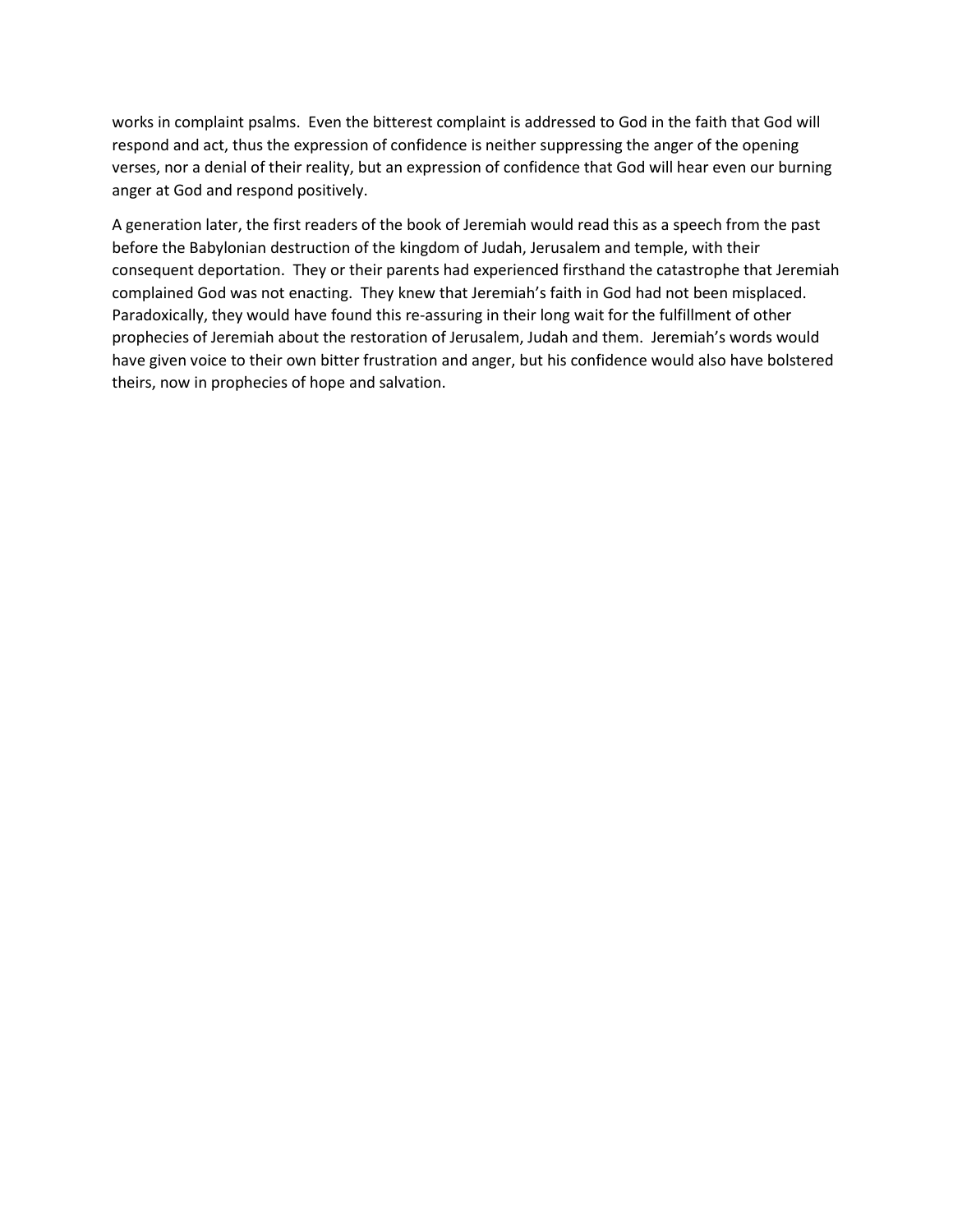works in complaint psalms. Even the bitterest complaint is addressed to God in the faith that God will respond and act, thus the expression of confidence is neither suppressing the anger of the opening verses, nor a denial of their reality, but an expression of confidence that God will hear even our burning anger at God and respond positively.

A generation later, the first readers of the book of Jeremiah would read this as a speech from the past before the Babylonian destruction of the kingdom of Judah, Jerusalem and temple, with their consequent deportation. They or their parents had experienced firsthand the catastrophe that Jeremiah complained God was not enacting. They knew that Jeremiah's faith in God had not been misplaced. Paradoxically, they would have found this re-assuring in their long wait for the fulfillment of other prophecies of Jeremiah about the restoration of Jerusalem, Judah and them. Jeremiah's words would have given voice to their own bitter frustration and anger, but his confidence would also have bolstered theirs, now in prophecies of hope and salvation.